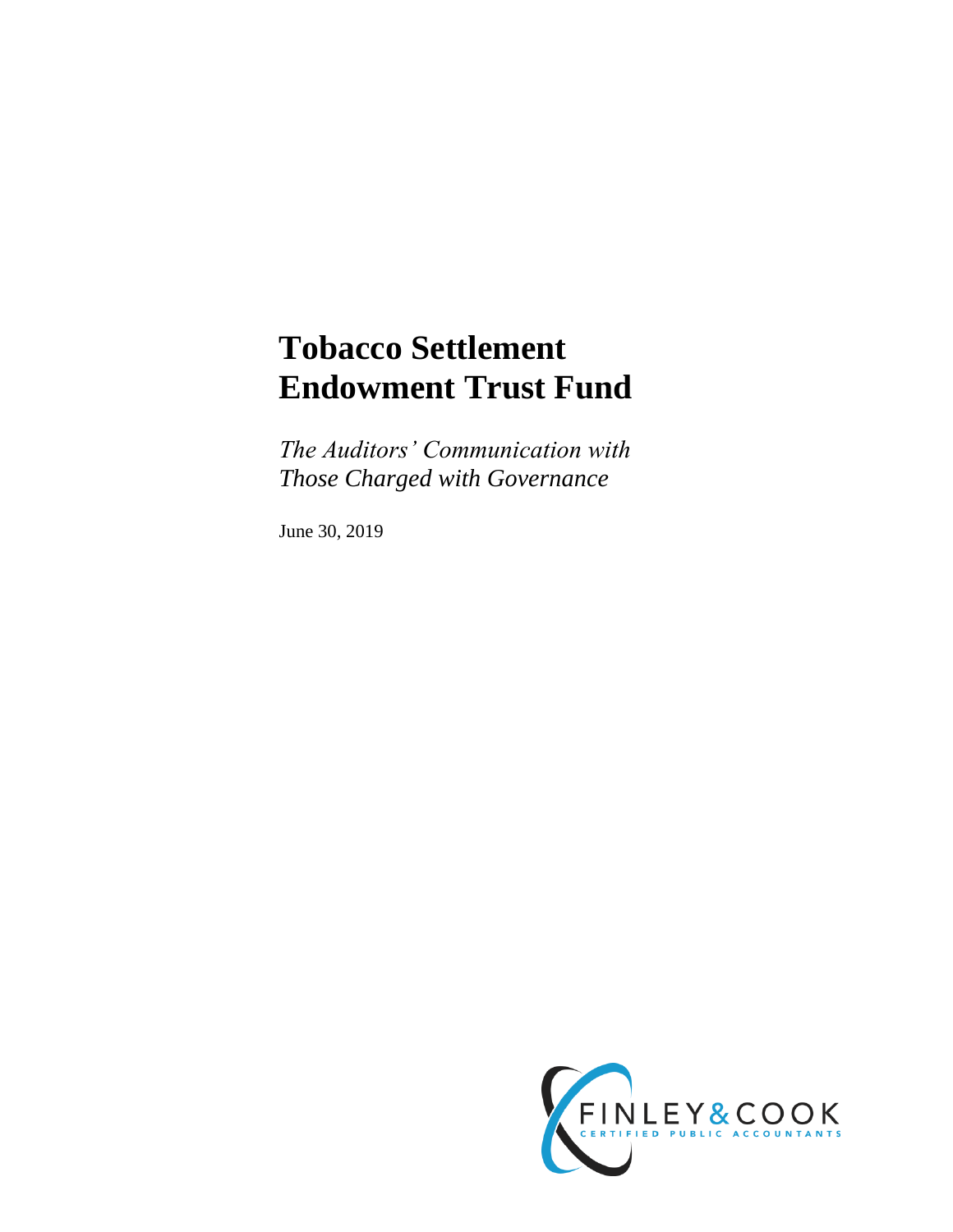# Tobacco Settlement Endowment Trust Fund

*The Auditors' Communication with Those Charged with Governance*

June 30, 2019

FINLEY & COOK
CERTIFIED PUBLIC ACCOUNTANTS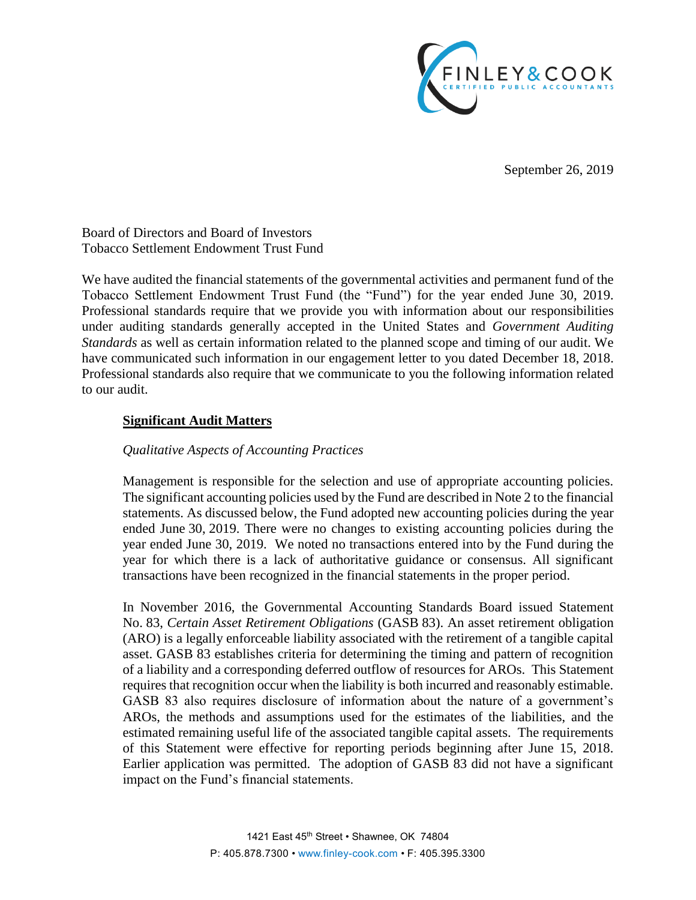September 26, 2019

Board of Directors and Board of Investors
Tobacco Settlement Endowment Trust Fund

We have audited the financial statements of the governmental activities and permanent fund of the Tobacco Settlement Endowment Trust Fund (the "Fund") for the year ended June 30, 2019. Professional standards require that we provide you with information about our responsibilities under auditing standards generally accepted in the United States and *Government Auditing Standards* as well as certain information related to the planned scope and timing of our audit. We have communicated such information in our engagement letter to you dated December 18, 2018. Professional standards also require that we communicate to you the following information related to our audit.

## Significant Audit Matters

*Qualitative Aspects of Accounting Practices*

Management is responsible for the selection and use of appropriate accounting policies. The significant accounting policies used by the Fund are described in Note 2 to the financial statements. As discussed below, the Fund adopted new accounting policies during the year ended June 30, 2019. There were no changes to existing accounting policies during the year ended June 30, 2019. We noted no transactions entered into by the Fund during the year for which there is a lack of authoritative guidance or consensus. All significant transactions have been recognized in the financial statements in the proper period.

In November 2016, the Governmental Accounting Standards Board issued Statement No. 83, *Certain Asset Retirement Obligations* (GASB 83). An asset retirement obligation (ARO) is a legally enforceable liability associated with the retirement of a tangible capital asset. GASB 83 establishes criteria for determining the timing and pattern of recognition of a liability and a corresponding deferred outflow of resources for AROs. This Statement requires that recognition occur when the liability is both incurred and reasonably estimable. GASB 83 also requires disclosure of information about the nature of a government's AROs, the methods and assumptions used for the estimates of the liabilities, and the estimated remaining useful life of the associated tangible capital assets. The requirements of this Statement were effective for reporting periods beginning after June 15, 2018. Earlier application was permitted. The adoption of GASB 83 did not have a significant impact on the Fund's financial statements.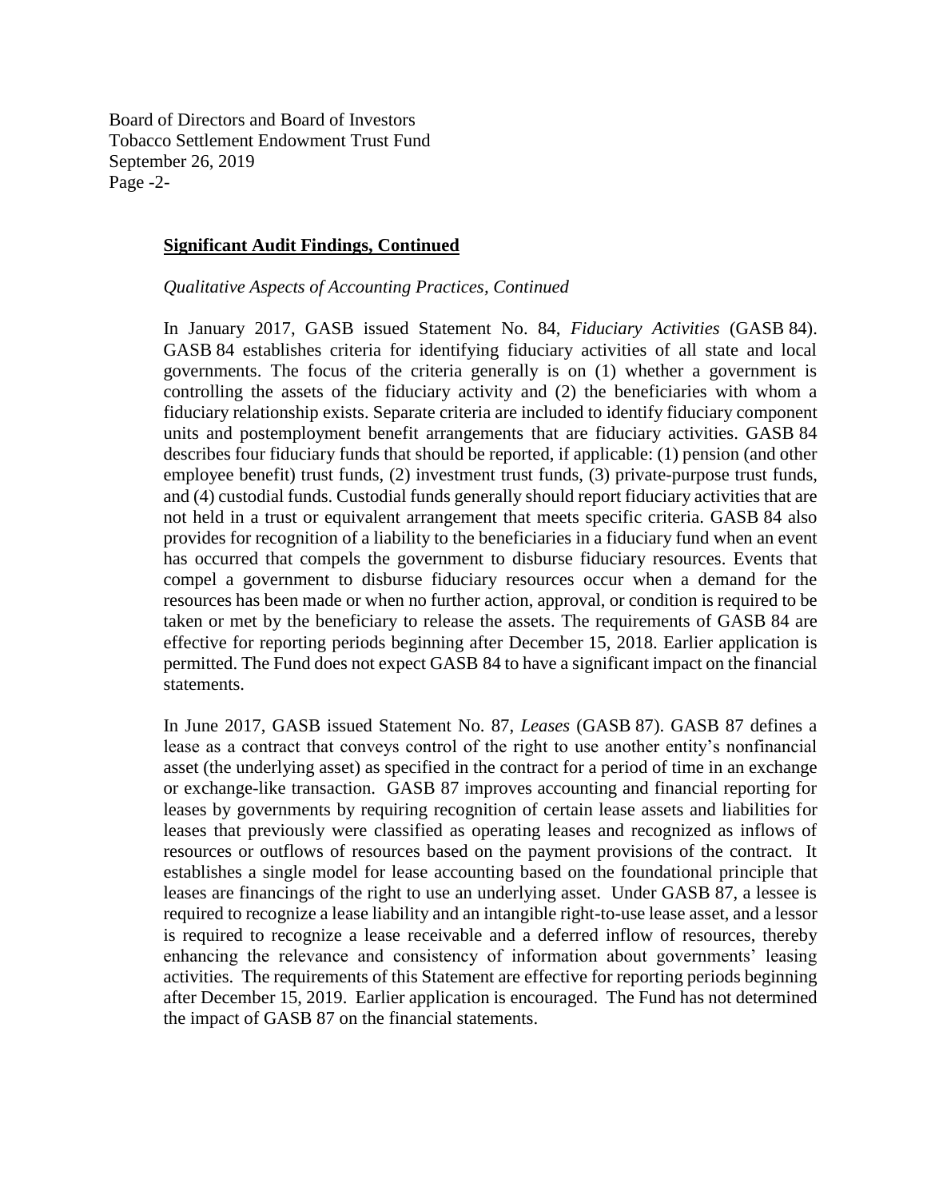**Significant Audit Findings, Continued**

*Qualitative Aspects of Accounting Practices, Continued*

In January 2017, GASB issued Statement No. 84, *Fiduciary Activities* (GASB 84). GASB 84 establishes criteria for identifying fiduciary activities of all state and local governments. The focus of the criteria generally is on (1) whether a government is controlling the assets of the fiduciary activity and (2) the beneficiaries with whom a fiduciary relationship exists. Separate criteria are included to identify fiduciary component units and postemployment benefit arrangements that are fiduciary activities. GASB 84 describes four fiduciary funds that should be reported, if applicable: (1) pension (and other employee benefit) trust funds, (2) investment trust funds, (3) private-purpose trust funds, and (4) custodial funds. Custodial funds generally should report fiduciary activities that are not held in a trust or equivalent arrangement that meets specific criteria. GASB 84 also provides for recognition of a liability to the beneficiaries in a fiduciary fund when an event has occurred that compels the government to disburse fiduciary resources. Events that compel a government to disburse fiduciary resources occur when a demand for the resources has been made or when no further action, approval, or condition is required to be taken or met by the beneficiary to release the assets. The requirements of GASB 84 are effective for reporting periods beginning after December 15, 2018. Earlier application is permitted. The Fund does not expect GASB 84 to have a significant impact on the financial statements.

In June 2017, GASB issued Statement No. 87, *Leases* (GASB 87). GASB 87 defines a lease as a contract that conveys control of the right to use another entity's nonfinancial asset (the underlying asset) as specified in the contract for a period of time in an exchange or exchange-like transaction. GASB 87 improves accounting and financial reporting for leases by governments by requiring recognition of certain lease assets and liabilities for leases that previously were classified as operating leases and recognized as inflows of resources or outflows of resources based on the payment provisions of the contract. It establishes a single model for lease accounting based on the foundational principle that leases are financings of the right to use an underlying asset. Under GASB 87, a lessee is required to recognize a lease liability and an intangible right-to-use lease asset, and a lessor is required to recognize a lease receivable and a deferred inflow of resources, thereby enhancing the relevance and consistency of information about governments' leasing activities. The requirements of this Statement are effective for reporting periods beginning after December 15, 2019. Earlier application is encouraged. The Fund has not determined the impact of GASB 87 on the financial statements.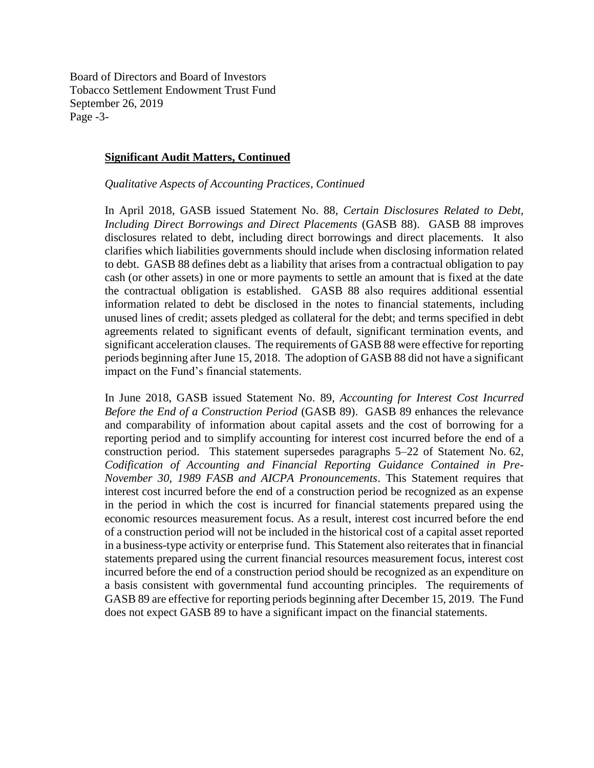## Significant Audit Matters, Continued

*Qualitative Aspects of Accounting Practices, Continued*

In April 2018, GASB issued Statement No. 88, *Certain Disclosures Related to Debt, Including Direct Borrowings and Direct Placements* (GASB 88). GASB 88 improves disclosures related to debt, including direct borrowings and direct placements. It also clarifies which liabilities governments should include when disclosing information related to debt. GASB 88 defines debt as a liability that arises from a contractual obligation to pay cash (or other assets) in one or more payments to settle an amount that is fixed at the date the contractual obligation is established. GASB 88 also requires additional essential information related to debt be disclosed in the notes to financial statements, including unused lines of credit; assets pledged as collateral for the debt; and terms specified in debt agreements related to significant events of default, significant termination events, and significant acceleration clauses. The requirements of GASB 88 were effective for reporting periods beginning after June 15, 2018. The adoption of GASB 88 did not have a significant impact on the Fund's financial statements.

In June 2018, GASB issued Statement No. 89, *Accounting for Interest Cost Incurred Before the End of a Construction Period* (GASB 89). GASB 89 enhances the relevance and comparability of information about capital assets and the cost of borrowing for a reporting period and to simplify accounting for interest cost incurred before the end of a construction period. This statement supersedes paragraphs 5–22 of Statement No. 62, *Codification of Accounting and Financial Reporting Guidance Contained in Pre-November 30, 1989 FASB and AICPA Pronouncements*. This Statement requires that interest cost incurred before the end of a construction period be recognized as an expense in the period in which the cost is incurred for financial statements prepared using the economic resources measurement focus. As a result, interest cost incurred before the end of a construction period will not be included in the historical cost of a capital asset reported in a business-type activity or enterprise fund. This Statement also reiterates that in financial statements prepared using the current financial resources measurement focus, interest cost incurred before the end of a construction period should be recognized as an expenditure on a basis consistent with governmental fund accounting principles. The requirements of GASB 89 are effective for reporting periods beginning after December 15, 2019. The Fund does not expect GASB 89 to have a significant impact on the financial statements.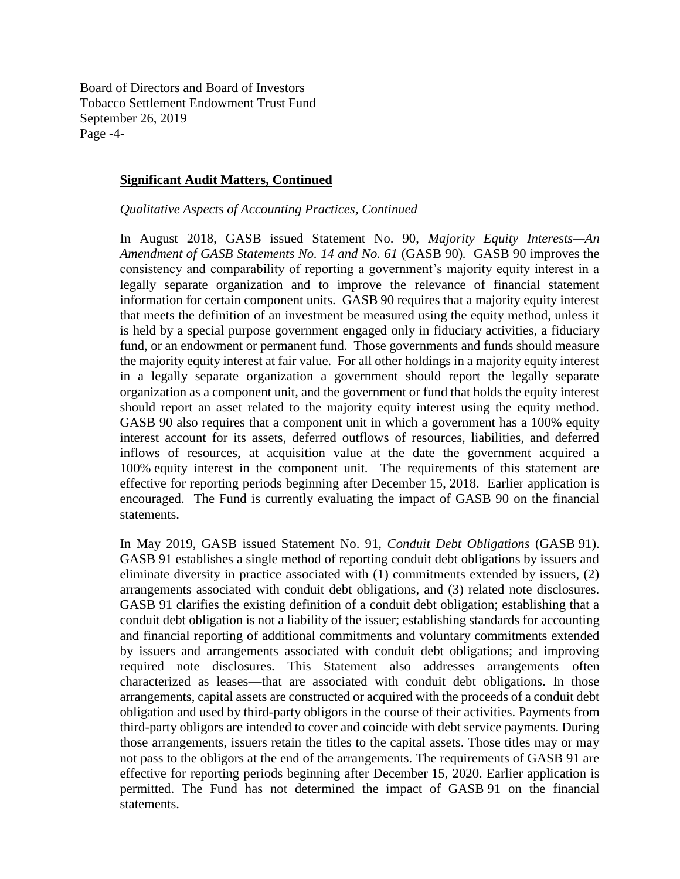**Significant Audit Matters, Continued**

*Qualitative Aspects of Accounting Practices, Continued*

In August 2018, GASB issued Statement No. 90, *Majority Equity Interests—An Amendment of GASB Statements No. 14 and No. 61* (GASB 90). GASB 90 improves the consistency and comparability of reporting a government's majority equity interest in a legally separate organization and to improve the relevance of financial statement information for certain component units. GASB 90 requires that a majority equity interest that meets the definition of an investment be measured using the equity method, unless it is held by a special purpose government engaged only in fiduciary activities, a fiduciary fund, or an endowment or permanent fund. Those governments and funds should measure the majority equity interest at fair value. For all other holdings in a majority equity interest in a legally separate organization a government should report the legally separate organization as a component unit, and the government or fund that holds the equity interest should report an asset related to the majority equity interest using the equity method. GASB 90 also requires that a component unit in which a government has a 100% equity interest account for its assets, deferred outflows of resources, liabilities, and deferred inflows of resources, at acquisition value at the date the government acquired a 100% equity interest in the component unit. The requirements of this statement are effective for reporting periods beginning after December 15, 2018. Earlier application is encouraged. The Fund is currently evaluating the impact of GASB 90 on the financial statements.

In May 2019, GASB issued Statement No. 91, *Conduit Debt Obligations* (GASB 91). GASB 91 establishes a single method of reporting conduit debt obligations by issuers and eliminate diversity in practice associated with (1) commitments extended by issuers, (2) arrangements associated with conduit debt obligations, and (3) related note disclosures. GASB 91 clarifies the existing definition of a conduit debt obligation; establishing that a conduit debt obligation is not a liability of the issuer; establishing standards for accounting and financial reporting of additional commitments and voluntary commitments extended by issuers and arrangements associated with conduit debt obligations; and improving required note disclosures. This Statement also addresses arrangements—often characterized as leases—that are associated with conduit debt obligations. In those arrangements, capital assets are constructed or acquired with the proceeds of a conduit debt obligation and used by third-party obligors in the course of their activities. Payments from third-party obligors are intended to cover and coincide with debt service payments. During those arrangements, issuers retain the titles to the capital assets. Those titles may or may not pass to the obligors at the end of the arrangements. The requirements of GASB 91 are effective for reporting periods beginning after December 15, 2020. Earlier application is permitted. The Fund has not determined the impact of GASB 91 on the financial statements.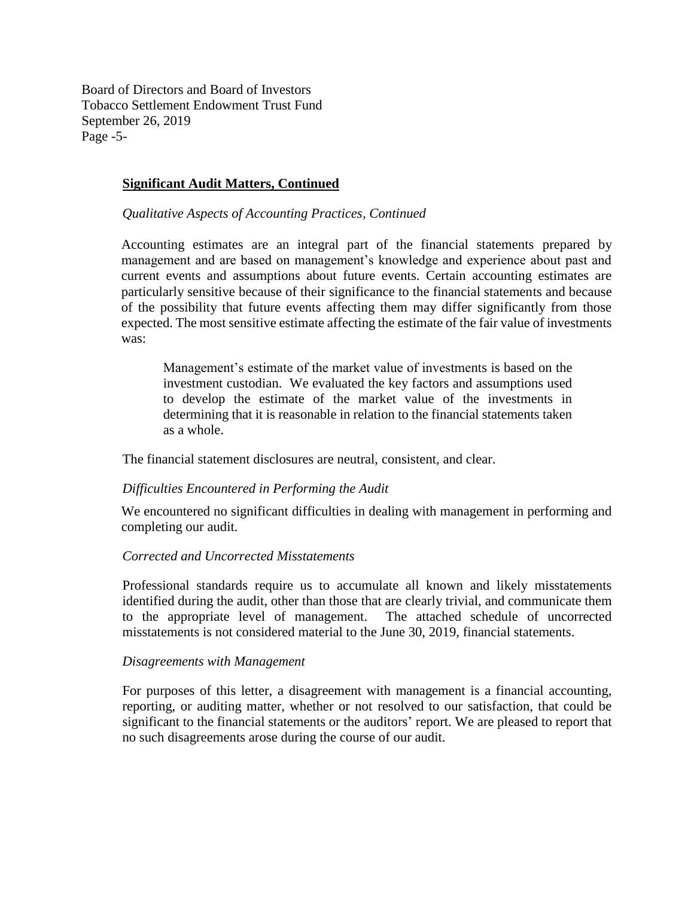**Significant Audit Matters, Continued**

*Qualitative Aspects of Accounting Practices, Continued*

Accounting estimates are an integral part of the financial statements prepared by management and are based on management's knowledge and experience about past and current events and assumptions about future events. Certain accounting estimates are particularly sensitive because of their significance to the financial statements and because of the possibility that future events affecting them may differ significantly from those expected. The most sensitive estimate affecting the estimate of the fair value of investments was:

> Management's estimate of the market value of investments is based on the investment custodian. We evaluated the key factors and assumptions used to develop the estimate of the market value of the investments in determining that it is reasonable in relation to the financial statements taken as a whole.

The financial statement disclosures are neutral, consistent, and clear.

*Difficulties Encountered in Performing the Audit*

We encountered no significant difficulties in dealing with management in performing and completing our audit.

*Corrected and Uncorrected Misstatements*

Professional standards require us to accumulate all known and likely misstatements identified during the audit, other than those that are clearly trivial, and communicate them to the appropriate level of management. The attached schedule of uncorrected misstatements is not considered material to the June 30, 2019, financial statements.

*Disagreements with Management*

For purposes of this letter, a disagreement with management is a financial accounting, reporting, or auditing matter, whether or not resolved to our satisfaction, that could be significant to the financial statements or the auditors' report. We are pleased to report that no such disagreements arose during the course of our audit.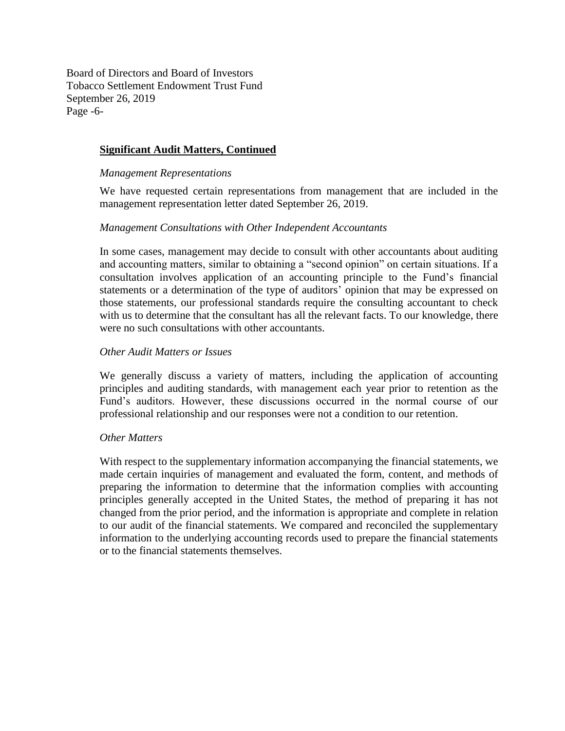## Significant Audit Matters, Continued

*Management Representations*

We have requested certain representations from management that are included in the management representation letter dated September 26, 2019.

*Management Consultations with Other Independent Accountants*

In some cases, management may decide to consult with other accountants about auditing and accounting matters, similar to obtaining a "second opinion" on certain situations. If a consultation involves application of an accounting principle to the Fund's financial statements or a determination of the type of auditors' opinion that may be expressed on those statements, our professional standards require the consulting accountant to check with us to determine that the consultant has all the relevant facts. To our knowledge, there were no such consultations with other accountants.

*Other Audit Matters or Issues*

We generally discuss a variety of matters, including the application of accounting principles and auditing standards, with management each year prior to retention as the Fund's auditors. However, these discussions occurred in the normal course of our professional relationship and our responses were not a condition to our retention.

*Other Matters*

With respect to the supplementary information accompanying the financial statements, we made certain inquiries of management and evaluated the form, content, and methods of preparing the information to determine that the information complies with accounting principles generally accepted in the United States, the method of preparing it has not changed from the prior period, and the information is appropriate and complete in relation to our audit of the financial statements. We compared and reconciled the supplementary information to the underlying accounting records used to prepare the financial statements or to the financial statements themselves.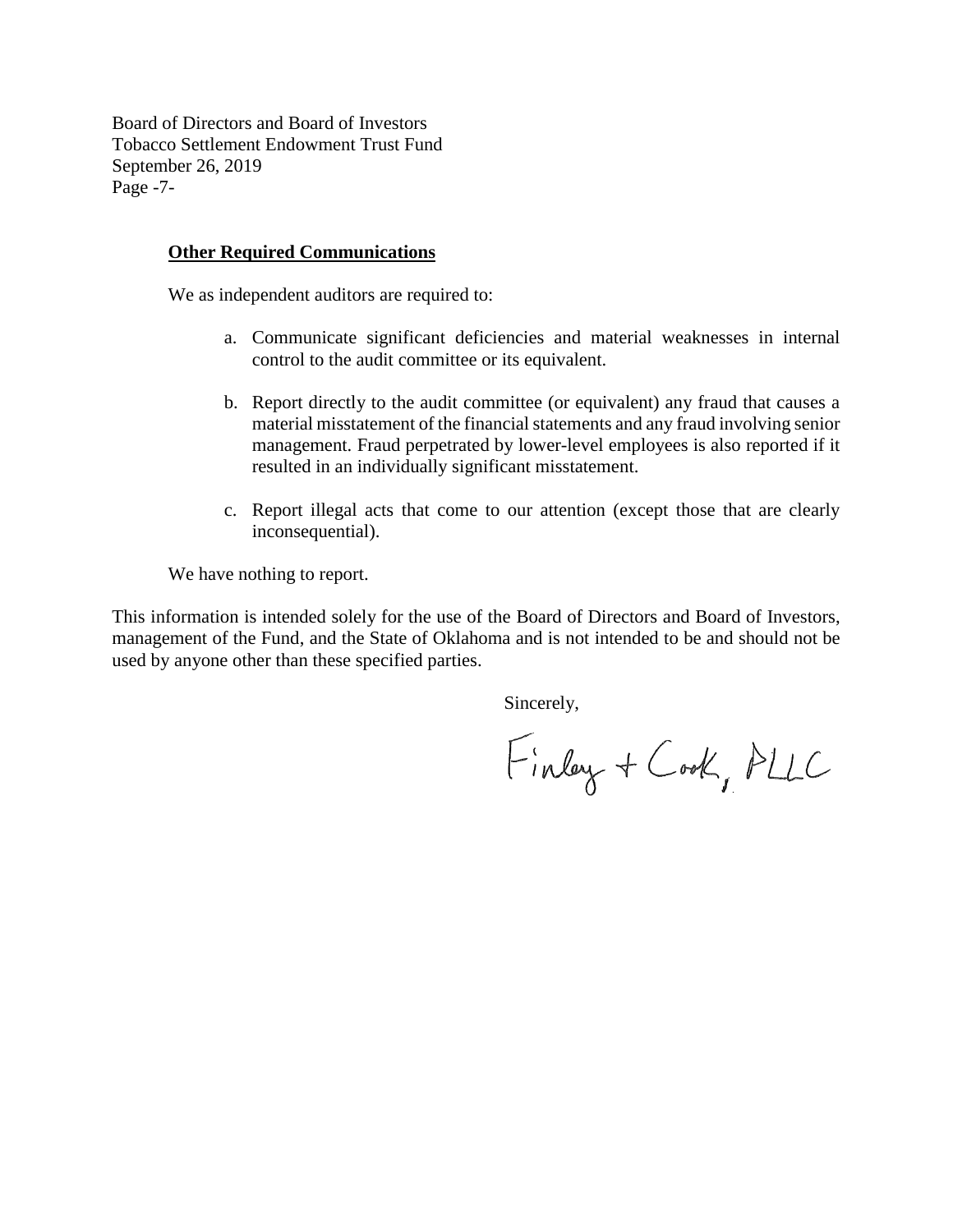Board of Directors and Board of Investors
Tobacco Settlement Endowment Trust Fund
September 26, 2019
Page -7-

**Other Required Communications**

We as independent auditors are required to:

a. Communicate significant deficiencies and material weaknesses in internal control to the audit committee or its equivalent.

b. Report directly to the audit committee (or equivalent) any fraud that causes a material misstatement of the financial statements and any fraud involving senior management. Fraud perpetrated by lower-level employees is also reported if it resulted in an individually significant misstatement.

c. Report illegal acts that come to our attention (except those that are clearly inconsequential).

We have nothing to report.

This information is intended solely for the use of the Board of Directors and Board of Investors, management of the Fund, and the State of Oklahoma and is not intended to be and should not be used by anyone other than these specified parties.

Sincerely,

Finley + Cook, PLLC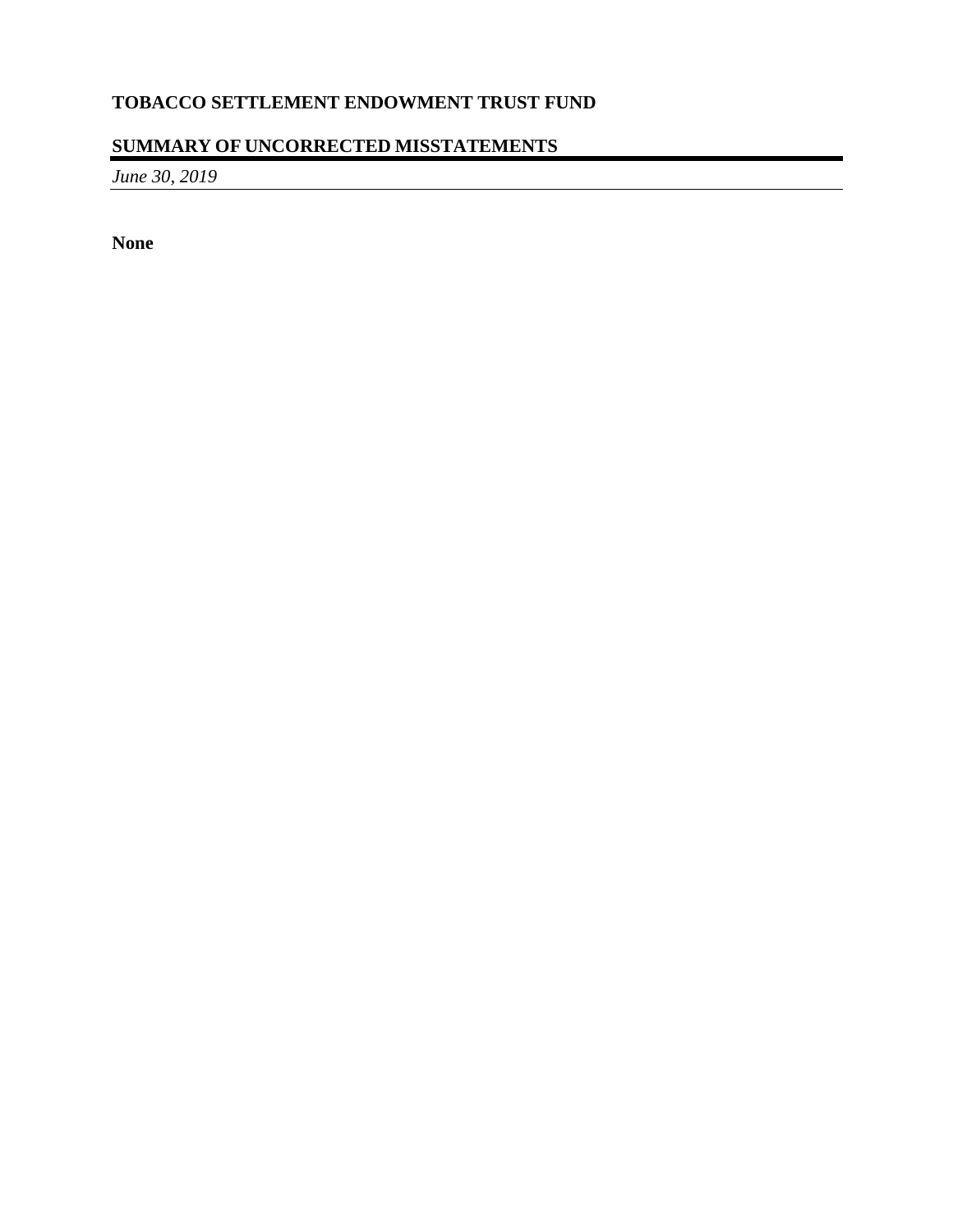## TOBACCO SETTLEMENT ENDOWMENT TRUST FUND

## SUMMARY OF UNCORRECTED MISSTATEMENTS

*June 30, 2019*

**None**